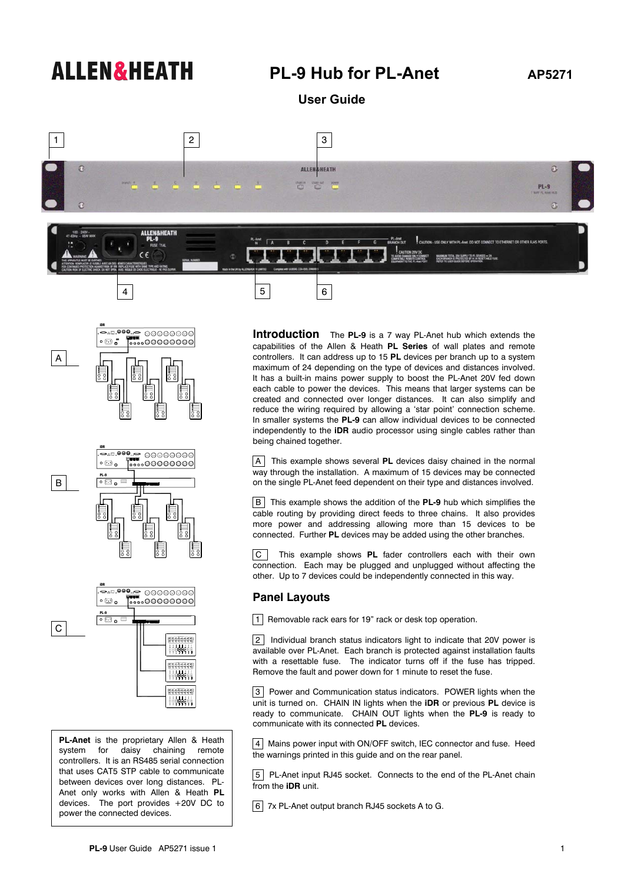# ALLEN&HEATH

# PL-9 Hub for PL-Anet

AP5271

## User Guide

**PL-Anet** is the proprietary Allen & Heath system for daisy chaining remote controllers. It is an RS485 serial connection that uses CAT5 STP cable to communicate between devices over long distances. PL-Anet only works with Allen & Heath **PL** devices. The port provides +20V DC to power the connected devices.

## Introduction

The **PL-9** is a 7 way PL-Anet hub which extends the capabilities of the Allen & Heath **PL Series** of wall plates and remote controllers. It can address up to 15 **PL** devices per branch up to a system maximum of 24 depending on the type of devices and distances involved. It has a built-in mains power supply to boost the PL-Anet 20V fed down each cable to power the devices. This means that larger systems can be created and connected over longer distances. It can also simplify and reduce the wiring required by allowing a 'star point' connection scheme. In smaller systems the **PL-9** can allow individual devices to be connected independently to the **iDR** audio processor using single cables rather than being chained together.

A This example shows several **PL** devices daisy chained in the normal way through the installation. A maximum of 15 devices may be connected on the single PL-Anet feed dependent on their type and distances involved.

B This example shows the addition of the **PL-9** hub which simplifies the cable routing by providing direct feeds to three chains. It also provides more power and addressing allowing more than 15 devices to be connected. Further **PL** devices may be added using the other branches.

C This example shows **PL** fader controllers each with their own connection. Each may be plugged and unplugged without affecting the other. Up to 7 devices could be independently connected in this way.

## Panel Layouts

1 Removable rack ears for 19" rack or desk top operation.

2 Individual branch status indicators light to indicate that 20V power is available over PL-Anet. Each branch is protected against installation faults with a resettable fuse. The indicator turns off if the fuse has tripped. Remove the fault and power down for 1 minute to reset the fuse.

3 Power and Communication status indicators. POWER lights when the unit is turned on. CHAIN IN lights when the **iDR** or previous **PL** device is ready to communicate. CHAIN OUT lights when the **PL-9** is ready to communicate with its connected **PL** devices.

4 Mains power input with ON/OFF switch, IEC connector and fuse. Heed the warnings printed in this guide and on the rear panel.

5 PL-Anet input RJ45 socket. Connects to the end of the PL-Anet chain from the **iDR** unit.

6 7x PL-Anet output branch RJ45 sockets A to G.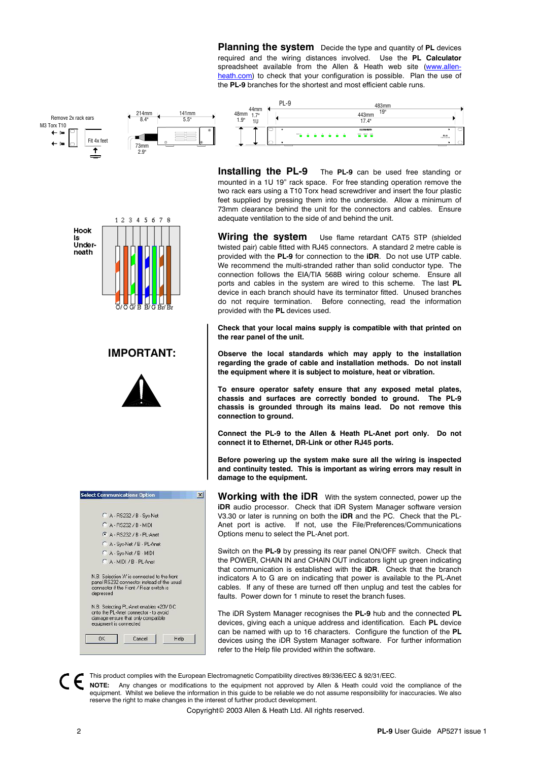Remove 2x rack ears

M3 Torx T10

Fit 4x feet

214mm
8.4"

141mm
5.5"

73mm
2.9"

PL-9

48mm
1.9"

44mm
1.7"
1U

483mm
19"

443mm
17.4"

## Planning the system

Decide the type and quantity of **PL** devices required and the wiring distances involved. Use the **PL Calculator** spreadsheet available from the Allen & Heath web site (www.allen-heath.com) to check that your configuration is possible. Plan the use of the **PL-9** branches for the shortest and most efficient cable runs.

## Installing the PL-9

The **PL-9** can be used free standing or mounted in a 1U 19" rack space. For free standing operation remove the two rack ears using a T10 Torx head screwdriver and insert the four plastic feet supplied by pressing them into the underside. Allow a minimum of 73mm clearance behind the unit for the connectors and cables. Ensure adequate ventilation to the side of and behind the unit.

## Wiring the system

Hook Is Under-neath

1 2 3 4 5 6 7 8

O/ O G/ B B/ G Br/ Br

Use flame retardant CAT5 STP (shielded twisted pair) cable fitted with RJ45 connectors. A standard 2 metre cable is provided with the **PL-9** for connection to the **iDR**. Do not use UTP cable. We recommend the multi-stranded rather than solid conductor type. The connection follows the EIA/TIA 568B wiring colour scheme. Ensure all ports and cables in the system are wired to this scheme. The last **PL** device in each branch should have its terminator fitted. Unused branches do not require termination. Before connecting, read the information provided with the **PL** devices used.

## IMPORTANT:

**Check that your local mains supply is compatible with that printed on the rear panel of the unit.**

**Observe the local standards which may apply to the installation regarding the grade of cable and installation methods. Do not install the equipment where it is subject to moisture, heat or vibration.**

**To ensure operator safety ensure that any exposed metal plates, chassis and surfaces are correctly bonded to ground. The PL-9 chassis is grounded through its mains lead. Do not remove this connection to ground.**

**Connect the PL-9 to the Allen & Heath PL-Anet port only. Do not connect it to Ethernet, DR-Link or other RJ45 ports.**

**Before powering up the system make sure all the wiring is inspected and continuity tested. This is important as wiring errors may result in damage to the equipment.**

## Working with the iDR

Select Communications Option

- A - RS232 / B - Sys-Net
- A - RS232 / B - MIDI
- A - RS232 / B - PL-Anet
- A - Sys-Net / B - PL-Anet
- A - Sys-Net / B - MIDI
- A - MIDI / B - PL-Anet

N.B. Selection 'A' is connected to the front panel RS232 connector instead of the usual connector if the Front / Rear switch is depressed

N.B. Selecting PL-Anet enables +20V DC onto the PL-Anet connector - to avoid damage ensure that only compatible equipment is connected

OK | Cancel | Help

With the system connected, power up the **iDR** audio processor. Check that iDR System Manager software version V3.30 or later is running on both the **iDR** and the PC. Check that the PL-Anet port is active. If not, use the File/Preferences/Communications Options menu to select the PL-Anet port.

Switch on the **PL-9** by pressing its rear panel ON/OFF switch. Check that the POWER, CHAIN IN and CHAIN OUT indicators light up green indicating that communication is established with the **iDR**. Check that the branch indicators A to G are on indicating that power is available to the PL-Anet cables. If any of these are turned off then unplug and test the cables for faults. Power down for 1 minute to reset the branch fuses.

The iDR System Manager recognises the **PL-9** hub and the connected **PL** devices, giving each a unique address and identification. Each **PL** device can be named with up to 16 characters. Configure the function of the **PL** devices using the iDR System Manager software. For further information refer to the Help file provided within the software.

CE This product complies with the European Electromagnetic Compatibility directives 89/336/EEC & 92/31/EEC.

**NOTE:** Any changes or modifications to the equipment not approved by Allen & Heath could void the compliance of the equipment. Whilst we believe the information in this guide to be reliable we do not assume responsibility for inaccuracies. We also reserve the right to make changes in the interest of further product development.

Copyright© 2003 Allen & Heath Ltd. All rights reserved.